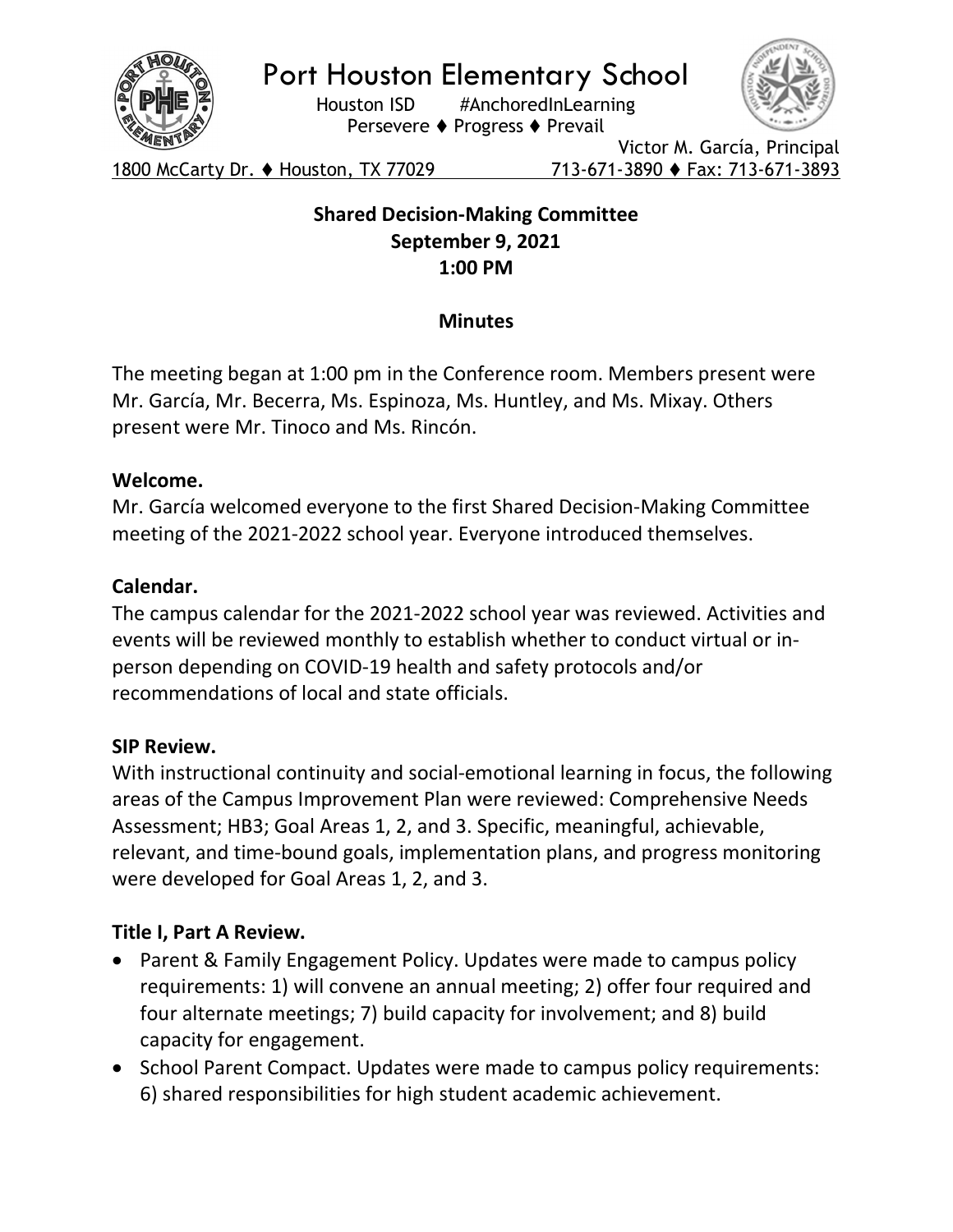# Port Houston Elementary School

Houston ISD #AnchoredInLearning
Persevere ♦ Progress ♦ Prevail

Victor M. García, Principal

1800 McCarty Dr. ♦ Houston, TX 77029 713-671-3890 ♦ Fax: 713-671-3893

**Shared Decision-Making Committee**
**September 9, 2021**
**1:00 PM**

## Minutes

The meeting began at 1:00 pm in the Conference room. Members present were Mr. García, Mr. Becerra, Ms. Espinoza, Ms. Huntley, and Ms. Mixay. Others present were Mr. Tinoco and Ms. Rincón.

**Welcome.**
Mr. García welcomed everyone to the first Shared Decision-Making Committee meeting of the 2021-2022 school year. Everyone introduced themselves.

**Calendar.**
The campus calendar for the 2021-2022 school year was reviewed. Activities and events will be reviewed monthly to establish whether to conduct virtual or in-person depending on COVID-19 health and safety protocols and/or recommendations of local and state officials.

**SIP Review.**
With instructional continuity and social-emotional learning in focus, the following areas of the Campus Improvement Plan were reviewed: Comprehensive Needs Assessment; HB3; Goal Areas 1, 2, and 3. Specific, meaningful, achievable, relevant, and time-bound goals, implementation plans, and progress monitoring were developed for Goal Areas 1, 2, and 3.

**Title I, Part A Review.**

- Parent & Family Engagement Policy. Updates were made to campus policy requirements: 1) will convene an annual meeting; 2) offer four required and four alternate meetings; 7) build capacity for involvement; and 8) build capacity for engagement.
- School Parent Compact. Updates were made to campus policy requirements: 6) shared responsibilities for high student academic achievement.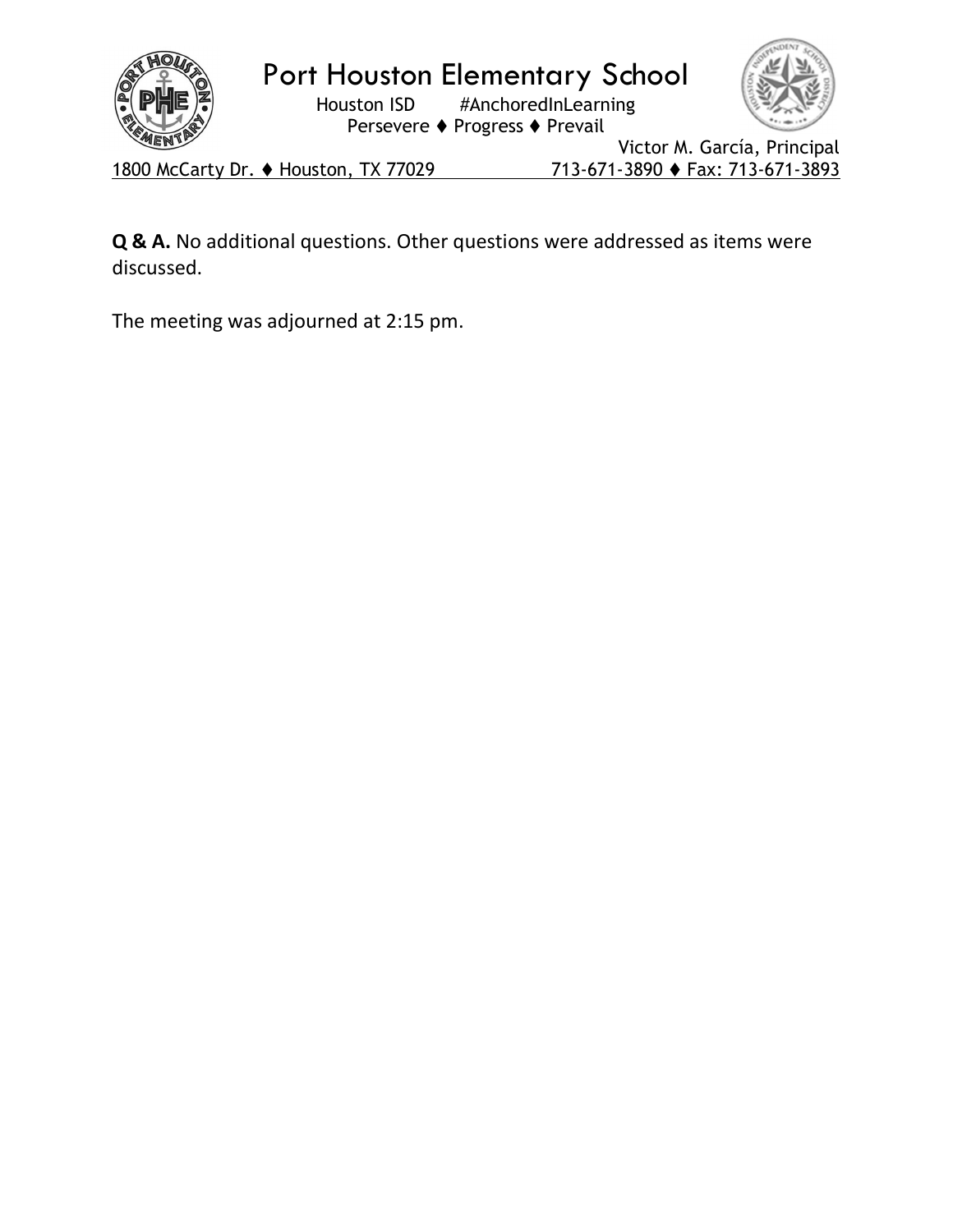**Q & A.** No additional questions. Other questions were addressed as items were discussed.

The meeting was adjourned at 2:15 pm.